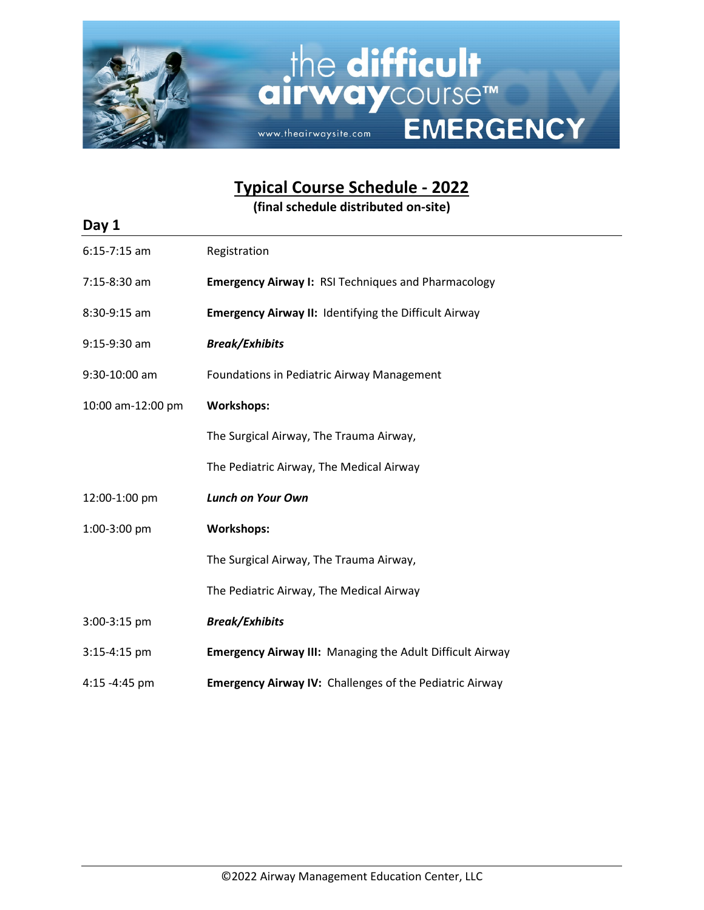# Typical Course Schedule - 2022

**(final schedule distributed on-site)**

## Day 1

| | |
|---|---|
| 6:15-7:15 am | Registration |
| 7:15-8:30 am | **Emergency Airway I:** RSI Techniques and Pharmacology |
| 8:30-9:15 am | **Emergency Airway II:** Identifying the Difficult Airway |
| 9:15-9:30 am | ***Break/Exhibits*** |
| 9:30-10:00 am | Foundations in Pediatric Airway Management |
| 10:00 am-12:00 pm | **Workshops:** |
| | The Surgical Airway, The Trauma Airway, |
| | The Pediatric Airway, The Medical Airway |
| 12:00-1:00 pm | ***Lunch on Your Own*** |
| 1:00-3:00 pm | **Workshops:** |
| | The Surgical Airway, The Trauma Airway, |
| | The Pediatric Airway, The Medical Airway |
| 3:00-3:15 pm | ***Break/Exhibits*** |
| 3:15-4:15 pm | **Emergency Airway III:** Managing the Adult Difficult Airway |
| 4:15 -4:45 pm | **Emergency Airway IV:** Challenges of the Pediatric Airway |

©2022 Airway Management Education Center, LLC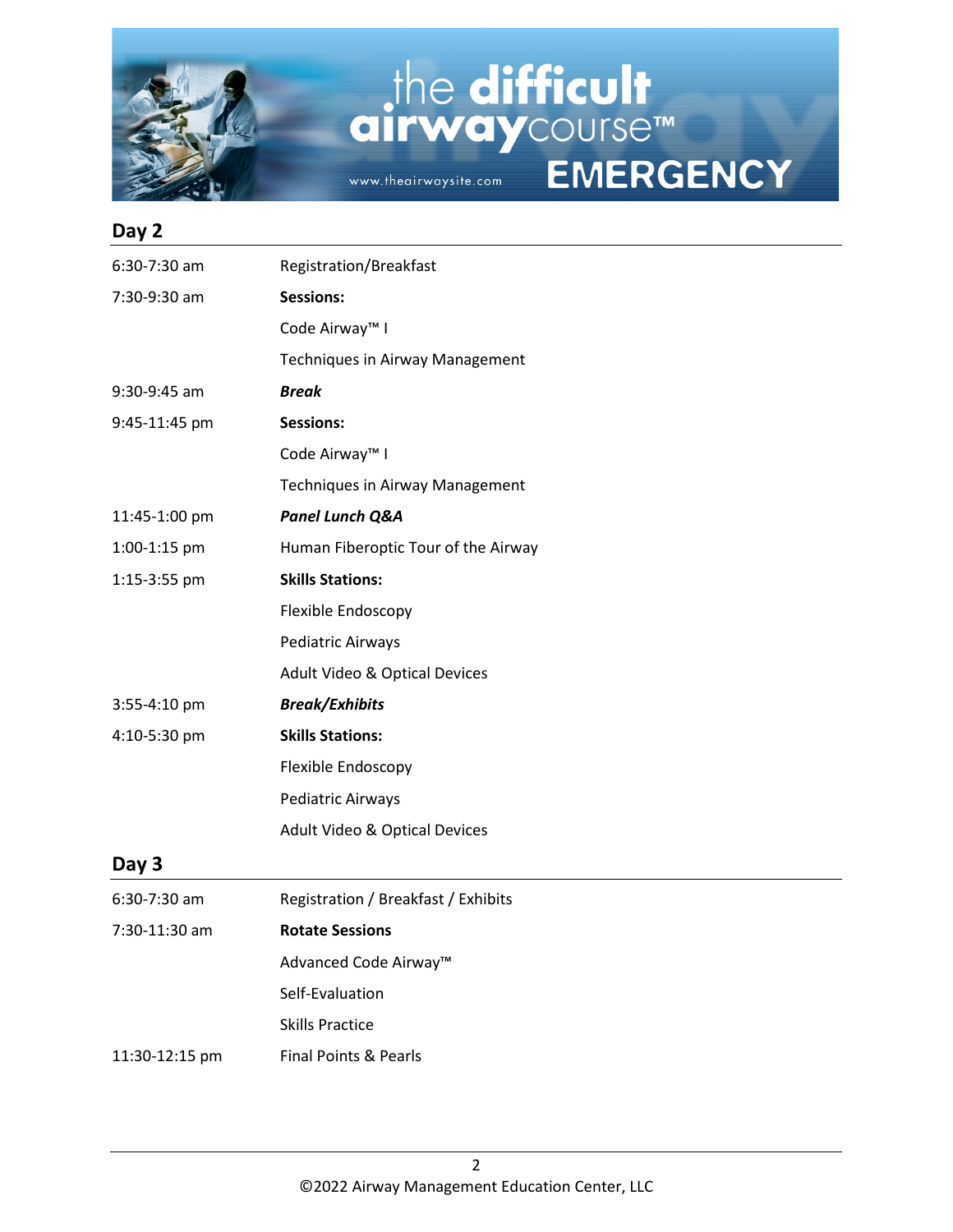## Day 2

| | |
|---|---|
| 6:30-7:30 am | Registration/Breakfast |
| 7:30-9:30 am | **Sessions:** |
| | Code Airway™ I |
| | Techniques in Airway Management |
| 9:30-9:45 am | ***Break*** |
| 9:45-11:45 pm | **Sessions:** |
| | Code Airway™ I |
| | Techniques in Airway Management |
| 11:45-1:00 pm | ***Panel Lunch Q&A*** |
| 1:00-1:15 pm | Human Fiberoptic Tour of the Airway |
| 1:15-3:55 pm | **Skills Stations:** |
| | Flexible Endoscopy |
| | Pediatric Airways |
| | Adult Video & Optical Devices |
| 3:55-4:10 pm | ***Break/Exhibits*** |
| 4:10-5:30 pm | **Skills Stations:** |
| | Flexible Endoscopy |
| | Pediatric Airways |
| | Adult Video & Optical Devices |

## Day 3

| | |
|---|---|
| 6:30-7:30 am | Registration / Breakfast / Exhibits |
| 7:30-11:30 am | **Rotate Sessions** |
| | Advanced Code Airway™ |
| | Self-Evaluation |
| | Skills Practice |
| 11:30-12:15 pm | Final Points & Pearls |

©2022 Airway Management Education Center, LLC